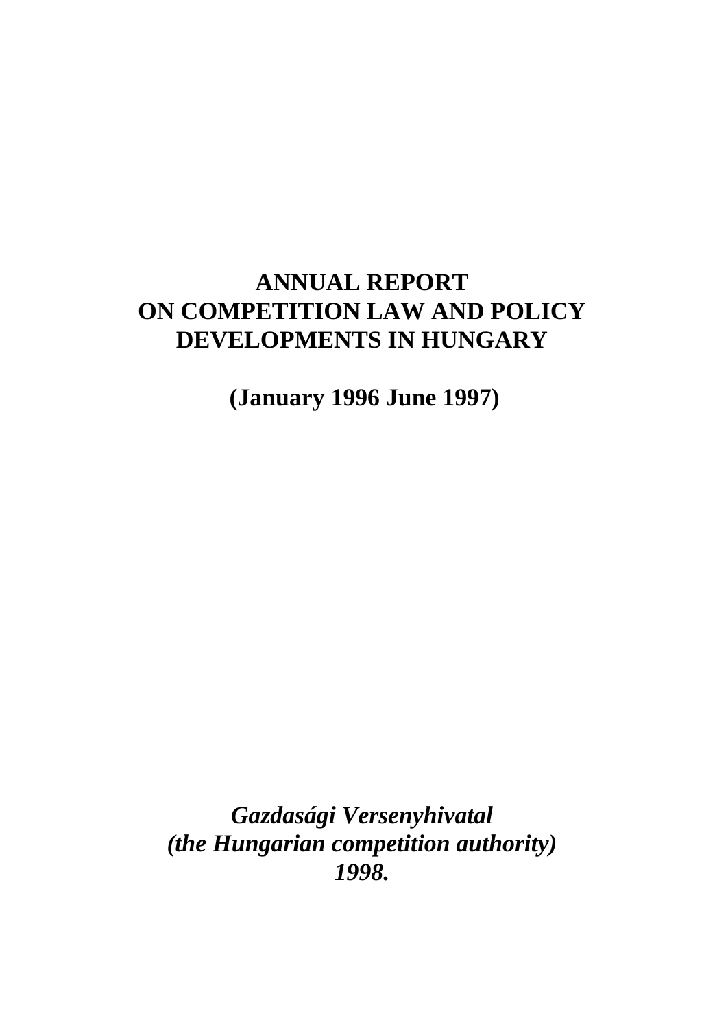# ANNUAL REPORT ON COMPETITION LAW AND POLICY DEVELOPMENTS IN HUNGARY

**(January 1996 June 1997)**

***Gazdasági Versenyhivatal***
***(the Hungarian competition authority)***
***1998.***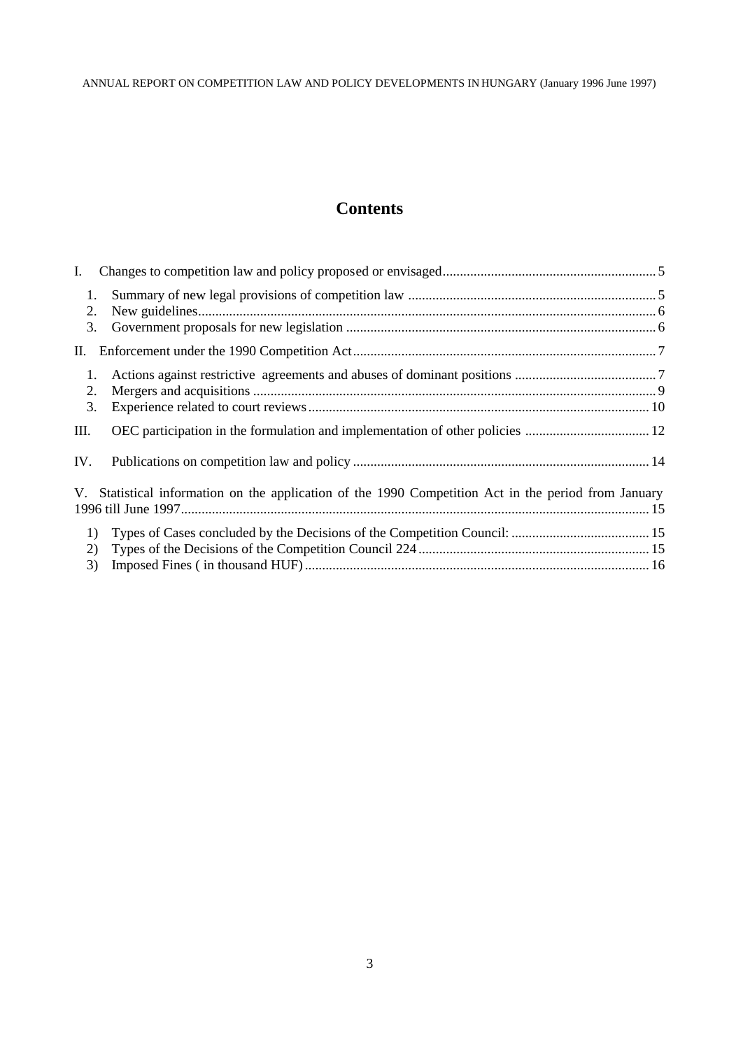# Contents

I. Changes to competition law and policy proposed or envisaged .......... 5

1. Summary of new legal provisions of competition law .......... 5
2. New guidelines .......... 6
3. Government proposals for new legislation .......... 6

II. Enforcement under the 1990 Competition Act .......... 7

1. Actions against restrictive agreements and abuses of dominant positions .......... 7
2. Mergers and acquisitions .......... 9
3. Experience related to court reviews .......... 10

III. OEC participation in the formulation and implementation of other policies .......... 12

IV. Publications on competition law and policy .......... 14

V. Statistical information on the application of the 1990 Competition Act in the period from January 1996 till June 1997 .......... 15

1) Types of Cases concluded by the Decisions of the Competition Council: .......... 15
2) Types of the Decisions of the Competition Council 224 .......... 15
3) Imposed Fines ( in thousand HUF) .......... 16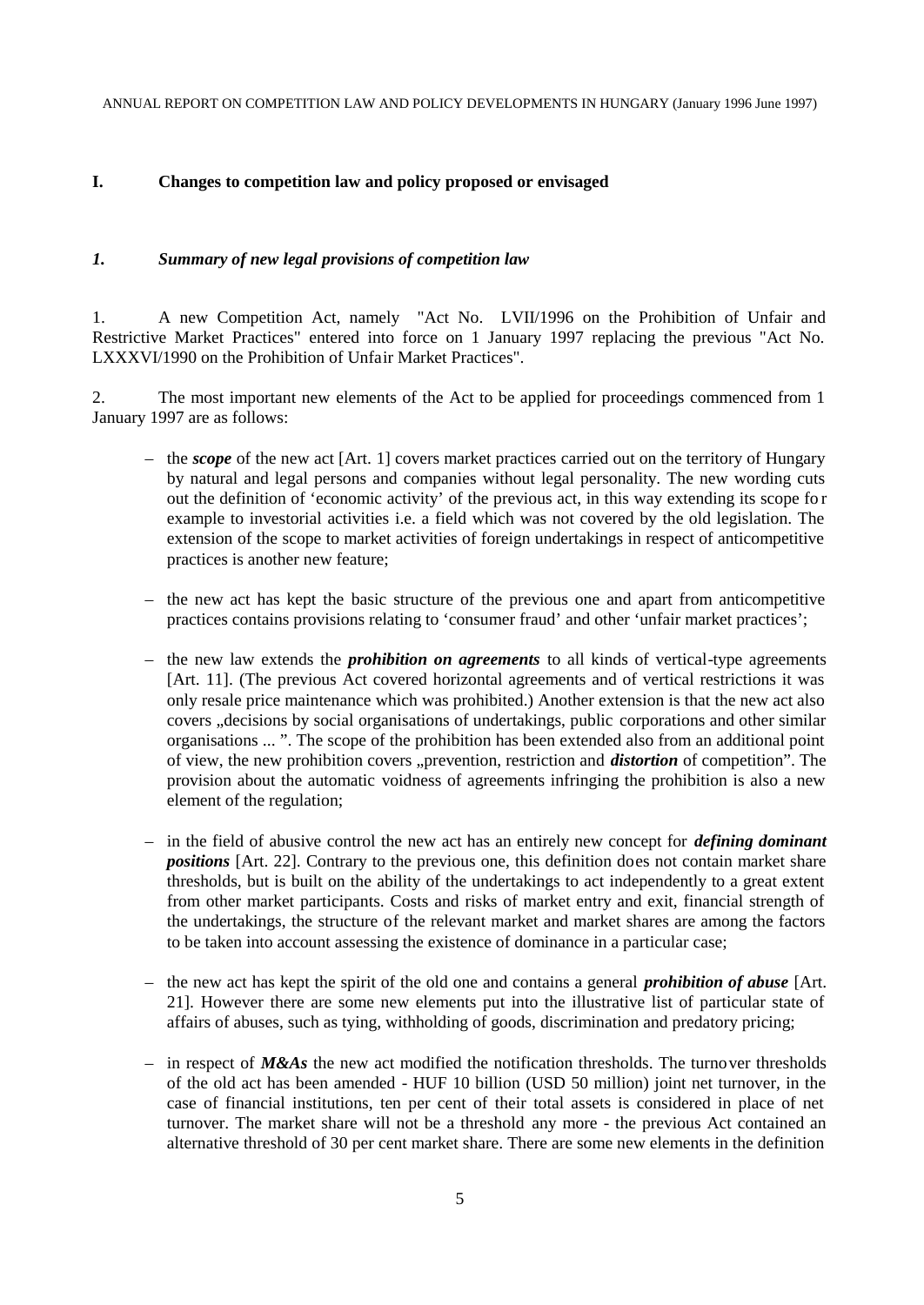## I. Changes to competition law and policy proposed or envisaged

### *1. Summary of new legal provisions of competition law*

1. A new Competition Act, namely "Act No. LVII/1996 on the Prohibition of Unfair and Restrictive Market Practices" entered into force on 1 January 1997 replacing the previous "Act No. LXXXVI/1990 on the Prohibition of Unfair Market Practices".

2. The most important new elements of the Act to be applied for proceedings commenced from 1 January 1997 are as follows:

- the ***scope*** of the new act [Art. 1] covers market practices carried out on the territory of Hungary by natural and legal persons and companies without legal personality. The new wording cuts out the definition of 'economic activity' of the previous act, in this way extending its scope for example to investorial activities i.e. a field which was not covered by the old legislation. The extension of the scope to market activities of foreign undertakings in respect of anticompetitive practices is another new feature;
- the new act has kept the basic structure of the previous one and apart from anticompetitive practices contains provisions relating to 'consumer fraud' and other 'unfair market practices';
- the new law extends the ***prohibition on agreements*** to all kinds of vertical-type agreements [Art. 11]. (The previous Act covered horizontal agreements and of vertical restrictions it was only resale price maintenance which was prohibited.) Another extension is that the new act also covers „decisions by social organisations of undertakings, public corporations and other similar organisations ... ". The scope of the prohibition has been extended also from an additional point of view, the new prohibition covers „prevention, restriction and ***distortion*** of competition". The provision about the automatic voidness of agreements infringing the prohibition is also a new element of the regulation;
- in the field of abusive control the new act has an entirely new concept for ***defining dominant positions*** [Art. 22]. Contrary to the previous one, this definition does not contain market share thresholds, but is built on the ability of the undertakings to act independently to a great extent from other market participants. Costs and risks of market entry and exit, financial strength of the undertakings, the structure of the relevant market and market shares are among the factors to be taken into account assessing the existence of dominance in a particular case;
- the new act has kept the spirit of the old one and contains a general ***prohibition of abuse*** [Art. 21]. However there are some new elements put into the illustrative list of particular state of affairs of abuses, such as tying, withholding of goods, discrimination and predatory pricing;
- in respect of ***M&As*** the new act modified the notification thresholds. The turnover thresholds of the old act has been amended - HUF 10 billion (USD 50 million) joint net turnover, in the case of financial institutions, ten per cent of their total assets is considered in place of net turnover. The market share will not be a threshold any more - the previous Act contained an alternative threshold of 30 per cent market share. There are some new elements in the definition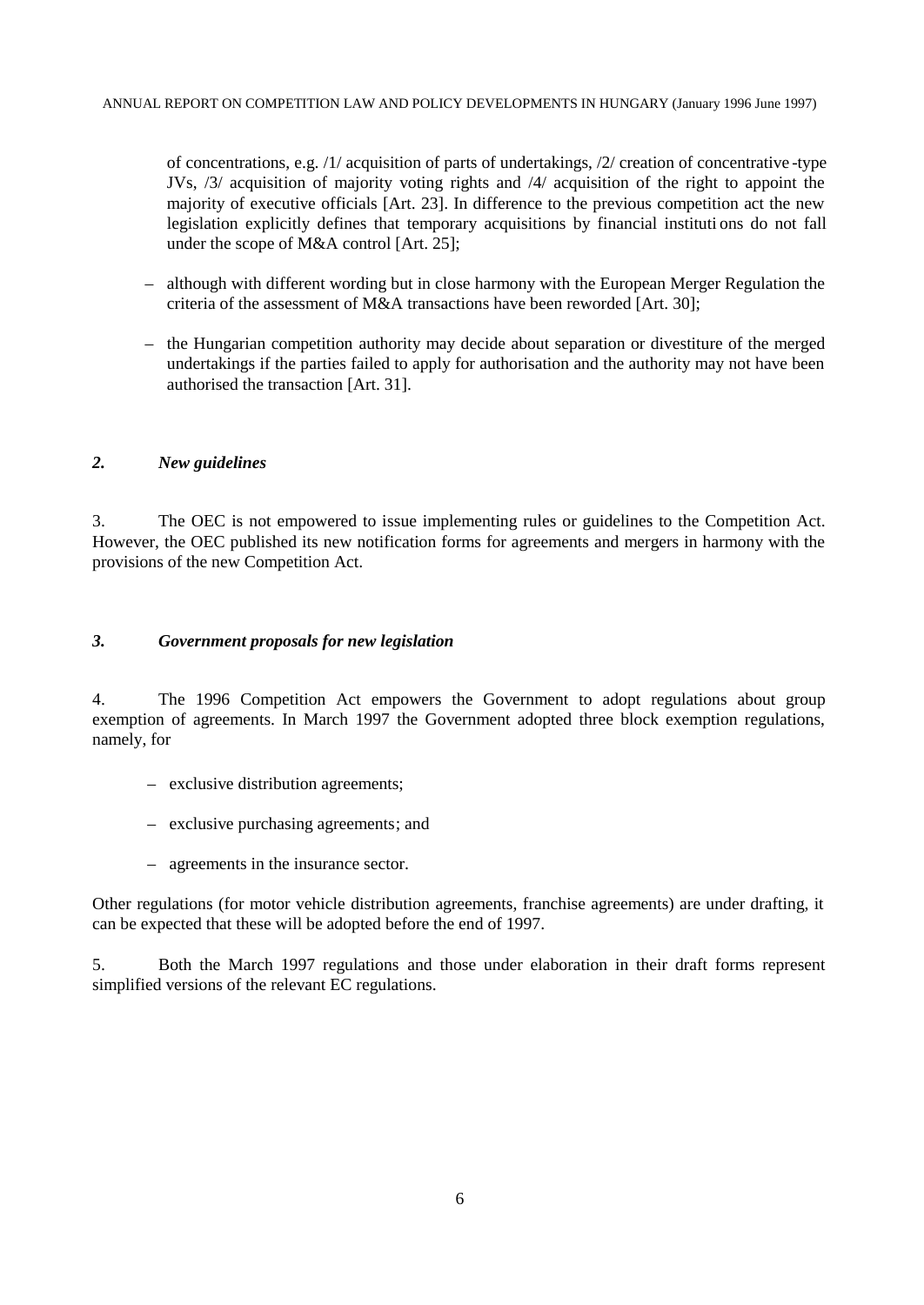of concentrations, e.g. /1/ acquisition of parts of undertakings, /2/ creation of concentrative-type JVs, /3/ acquisition of majority voting rights and /4/ acquisition of the right to appoint the majority of executive officials [Art. 23]. In difference to the previous competition act the new legislation explicitly defines that temporary acquisitions by financial institutions do not fall under the scope of M&A control [Art. 25];

- although with different wording but in close harmony with the European Merger Regulation the criteria of the assessment of M&A transactions have been reworded [Art. 30];
- the Hungarian competition authority may decide about separation or divestiture of the merged undertakings if the parties failed to apply for authorisation and the authority may not have been authorised the transaction [Art. 31].

## *2. New guidelines*

3. The OEC is not empowered to issue implementing rules or guidelines to the Competition Act. However, the OEC published its new notification forms for agreements and mergers in harmony with the provisions of the new Competition Act.

## *3. Government proposals for new legislation*

4. The 1996 Competition Act empowers the Government to adopt regulations about group exemption of agreements. In March 1997 the Government adopted three block exemption regulations, namely, for

- exclusive distribution agreements;
- exclusive purchasing agreements; and
- agreements in the insurance sector.

Other regulations (for motor vehicle distribution agreements, franchise agreements) are under drafting, it can be expected that these will be adopted before the end of 1997.

5. Both the March 1997 regulations and those under elaboration in their draft forms represent simplified versions of the relevant EC regulations.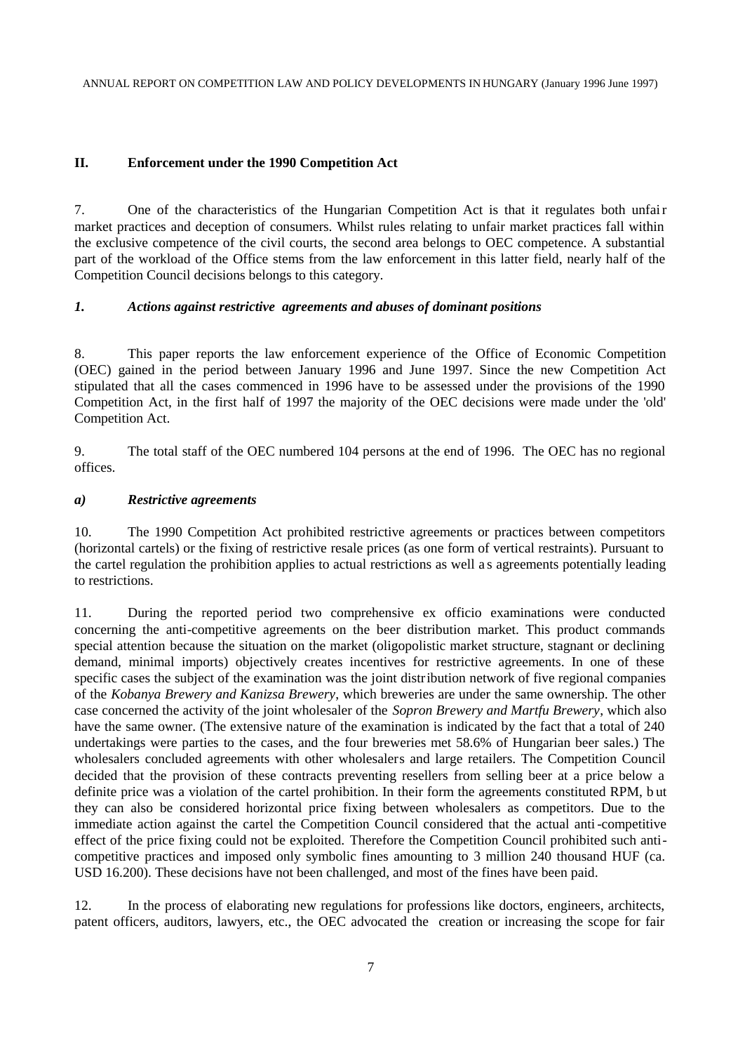## II. Enforcement under the 1990 Competition Act

7. One of the characteristics of the Hungarian Competition Act is that it regulates both unfair market practices and deception of consumers. Whilst rules relating to unfair market practices fall within the exclusive competence of the civil courts, the second area belongs to OEC competence. A substantial part of the workload of the Office stems from the law enforcement in this latter field, nearly half of the Competition Council decisions belongs to this category.

### *1. Actions against restrictive agreements and abuses of dominant positions*

8. This paper reports the law enforcement experience of the Office of Economic Competition (OEC) gained in the period between January 1996 and June 1997. Since the new Competition Act stipulated that all the cases commenced in 1996 have to be assessed under the provisions of the 1990 Competition Act, in the first half of 1997 the majority of the OEC decisions were made under the 'old' Competition Act.

9. The total staff of the OEC numbered 104 persons at the end of 1996. The OEC has no regional offices.

#### *a) Restrictive agreements*

10. The 1990 Competition Act prohibited restrictive agreements or practices between competitors (horizontal cartels) or the fixing of restrictive resale prices (as one form of vertical restraints). Pursuant to the cartel regulation the prohibition applies to actual restrictions as well as agreements potentially leading to restrictions.

11. During the reported period two comprehensive ex officio examinations were conducted concerning the anti-competitive agreements on the beer distribution market. This product commands special attention because the situation on the market (oligopolistic market structure, stagnant or declining demand, minimal imports) objectively creates incentives for restrictive agreements. In one of these specific cases the subject of the examination was the joint distribution network of five regional companies of the *Kobanya Brewery and Kanizsa Brewery*, which breweries are under the same ownership. The other case concerned the activity of the joint wholesaler of the *Sopron Brewery and Martfu Brewery*, which also have the same owner. (The extensive nature of the examination is indicated by the fact that a total of 240 undertakings were parties to the cases, and the four breweries met 58.6% of Hungarian beer sales.) The wholesalers concluded agreements with other wholesalers and large retailers. The Competition Council decided that the provision of these contracts preventing resellers from selling beer at a price below a definite price was a violation of the cartel prohibition. In their form the agreements constituted RPM, but they can also be considered horizontal price fixing between wholesalers as competitors. Due to the immediate action against the cartel the Competition Council considered that the actual anti-competitive effect of the price fixing could not be exploited. Therefore the Competition Council prohibited such anti-competitive practices and imposed only symbolic fines amounting to 3 million 240 thousand HUF (ca. USD 16.200). These decisions have not been challenged, and most of the fines have been paid.

12. In the process of elaborating new regulations for professions like doctors, engineers, architects, patent officers, auditors, lawyers, etc., the OEC advocated the creation or increasing the scope for fair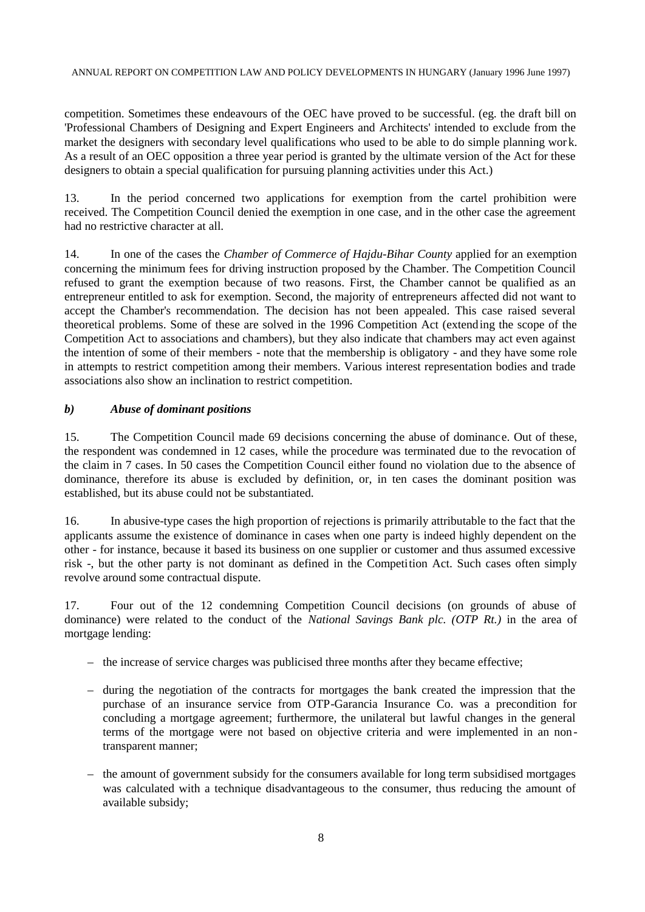competition. Sometimes these endeavours of the OEC have proved to be successful. (eg. the draft bill on 'Professional Chambers of Designing and Expert Engineers and Architects' intended to exclude from the market the designers with secondary level qualifications who used to be able to do simple planning work. As a result of an OEC opposition a three year period is granted by the ultimate version of the Act for these designers to obtain a special qualification for pursuing planning activities under this Act.)

13. In the period concerned two applications for exemption from the cartel prohibition were received. The Competition Council denied the exemption in one case, and in the other case the agreement had no restrictive character at all.

14. In one of the cases the *Chamber of Commerce of Hajdu-Bihar County* applied for an exemption concerning the minimum fees for driving instruction proposed by the Chamber. The Competition Council refused to grant the exemption because of two reasons. First, the Chamber cannot be qualified as an entrepreneur entitled to ask for exemption. Second, the majority of entrepreneurs affected did not want to accept the Chamber's recommendation. The decision has not been appealed. This case raised several theoretical problems. Some of these are solved in the 1996 Competition Act (extending the scope of the Competition Act to associations and chambers), but they also indicate that chambers may act even against the intention of some of their members - note that the membership is obligatory - and they have some role in attempts to restrict competition among their members. Various interest representation bodies and trade associations also show an inclination to restrict competition.

### *b) Abuse of dominant positions*

15. The Competition Council made 69 decisions concerning the abuse of dominance. Out of these, the respondent was condemned in 12 cases, while the procedure was terminated due to the revocation of the claim in 7 cases. In 50 cases the Competition Council either found no violation due to the absence of dominance, therefore its abuse is excluded by definition, or, in ten cases the dominant position was established, but its abuse could not be substantiated.

16. In abusive-type cases the high proportion of rejections is primarily attributable to the fact that the applicants assume the existence of dominance in cases when one party is indeed highly dependent on the other - for instance, because it based its business on one supplier or customer and thus assumed excessive risk -, but the other party is not dominant as defined in the Competition Act. Such cases often simply revolve around some contractual dispute.

17. Four out of the 12 condemning Competition Council decisions (on grounds of abuse of dominance) were related to the conduct of the *National Savings Bank plc. (OTP Rt.)* in the area of mortgage lending:

- the increase of service charges was publicised three months after they became effective;
- during the negotiation of the contracts for mortgages the bank created the impression that the purchase of an insurance service from OTP-Garancia Insurance Co. was a precondition for concluding a mortgage agreement; furthermore, the unilateral but lawful changes in the general terms of the mortgage were not based on objective criteria and were implemented in an non-transparent manner;
- the amount of government subsidy for the consumers available for long term subsidised mortgages was calculated with a technique disadvantageous to the consumer, thus reducing the amount of available subsidy;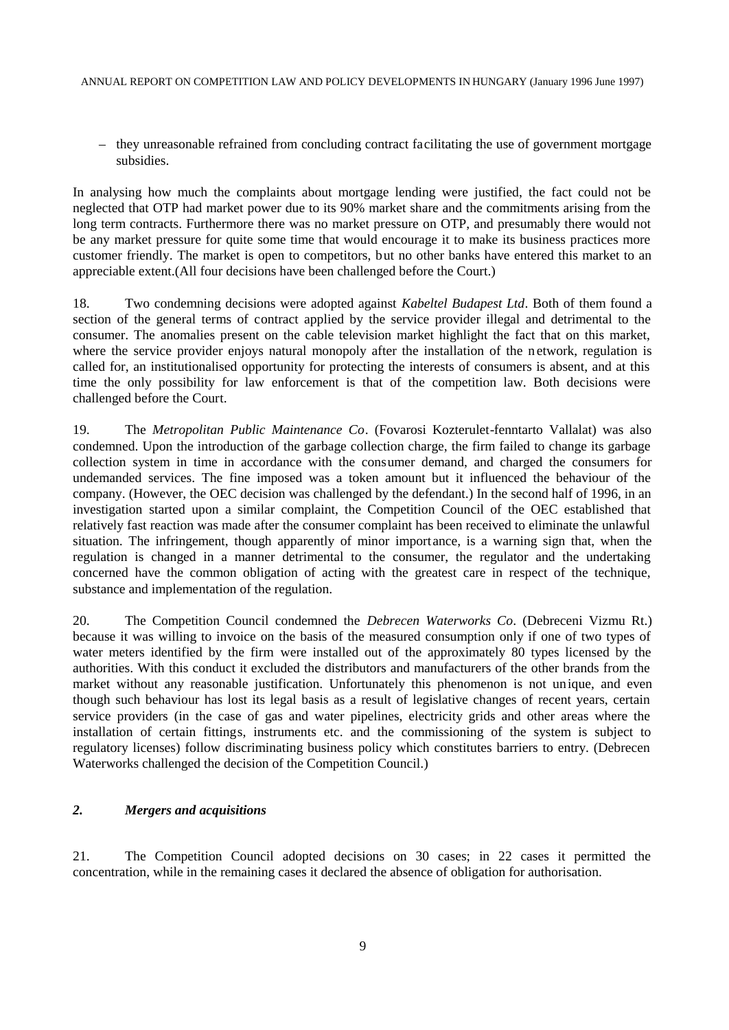– they unreasonable refrained from concluding contract facilitating the use of government mortgage subsidies.

In analysing how much the complaints about mortgage lending were justified, the fact could not be neglected that OTP had market power due to its 90% market share and the commitments arising from the long term contracts. Furthermore there was no market pressure on OTP, and presumably there would not be any market pressure for quite some time that would encourage it to make its business practices more customer friendly. The market is open to competitors, but no other banks have entered this market to an appreciable extent.(All four decisions have been challenged before the Court.)

18. Two condemning decisions were adopted against *Kabeltel Budapest Ltd*. Both of them found a section of the general terms of contract applied by the service provider illegal and detrimental to the consumer. The anomalies present on the cable television market highlight the fact that on this market, where the service provider enjoys natural monopoly after the installation of the network, regulation is called for, an institutionalised opportunity for protecting the interests of consumers is absent, and at this time the only possibility for law enforcement is that of the competition law. Both decisions were challenged before the Court.

19. The *Metropolitan Public Maintenance Co*. (Fovarosi Kozterulet-fenntarto Vallalat) was also condemned. Upon the introduction of the garbage collection charge, the firm failed to change its garbage collection system in time in accordance with the consumer demand, and charged the consumers for undemanded services. The fine imposed was a token amount but it influenced the behaviour of the company. (However, the OEC decision was challenged by the defendant.) In the second half of 1996, in an investigation started upon a similar complaint, the Competition Council of the OEC established that relatively fast reaction was made after the consumer complaint has been received to eliminate the unlawful situation. The infringement, though apparently of minor importance, is a warning sign that, when the regulation is changed in a manner detrimental to the consumer, the regulator and the undertaking concerned have the common obligation of acting with the greatest care in respect of the technique, substance and implementation of the regulation.

20. The Competition Council condemned the *Debrecen Waterworks Co*. (Debreceni Vizmu Rt.) because it was willing to invoice on the basis of the measured consumption only if one of two types of water meters identified by the firm were installed out of the approximately 80 types licensed by the authorities. With this conduct it excluded the distributors and manufacturers of the other brands from the market without any reasonable justification. Unfortunately this phenomenon is not unique, and even though such behaviour has lost its legal basis as a result of legislative changes of recent years, certain service providers (in the case of gas and water pipelines, electricity grids and other areas where the installation of certain fittings, instruments etc. and the commissioning of the system is subject to regulatory licenses) follow discriminating business policy which constitutes barriers to entry. (Debrecen Waterworks challenged the decision of the Competition Council.)

### *2. Mergers and acquisitions*

21. The Competition Council adopted decisions on 30 cases; in 22 cases it permitted the concentration, while in the remaining cases it declared the absence of obligation for authorisation.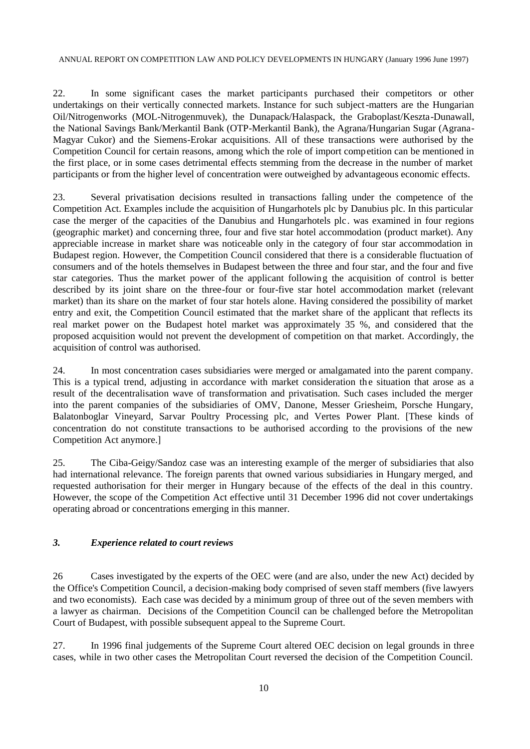22. In some significant cases the market participants purchased their competitors or other undertakings on their vertically connected markets. Instance for such subject-matters are the Hungarian Oil/Nitrogenworks (MOL-Nitrogenmuvek), the Dunapack/Halaspack, the Graboplast/Keszta-Dunawall, the National Savings Bank/Merkantil Bank (OTP-Merkantil Bank), the Agrana/Hungarian Sugar (Agrana-Magyar Cukor) and the Siemens-Erokar acquisitions. All of these transactions were authorised by the Competition Council for certain reasons, among which the role of import competition can be mentioned in the first place, or in some cases detrimental effects stemming from the decrease in the number of market participants or from the higher level of concentration were outweighed by advantageous economic effects.

23. Several privatisation decisions resulted in transactions falling under the competence of the Competition Act. Examples include the acquisition of Hungarhotels plc by Danubius plc. In this particular case the merger of the capacities of the Danubius and Hungarhotels plc. was examined in four regions (geographic market) and concerning three, four and five star hotel accommodation (product market). Any appreciable increase in market share was noticeable only in the category of four star accommodation in Budapest region. However, the Competition Council considered that there is a considerable fluctuation of consumers and of the hotels themselves in Budapest between the three and four star, and the four and five star categories. Thus the market power of the applicant following the acquisition of control is better described by its joint share on the three-four or four-five star hotel accommodation market (relevant market) than its share on the market of four star hotels alone. Having considered the possibility of market entry and exit, the Competition Council estimated that the market share of the applicant that reflects its real market power on the Budapest hotel market was approximately 35 %, and considered that the proposed acquisition would not prevent the development of competition on that market. Accordingly, the acquisition of control was authorised.

24. In most concentration cases subsidiaries were merged or amalgamated into the parent company. This is a typical trend, adjusting in accordance with market consideration the situation that arose as a result of the decentralisation wave of transformation and privatisation. Such cases included the merger into the parent companies of the subsidiaries of OMV, Danone, Messer Griesheim, Porsche Hungary, Balatonboglar Vineyard, Sarvar Poultry Processing plc, and Vertes Power Plant. [These kinds of concentration do not constitute transactions to be authorised according to the provisions of the new Competition Act anymore.]

25. The Ciba-Geigy/Sandoz case was an interesting example of the merger of subsidiaries that also had international relevance. The foreign parents that owned various subsidiaries in Hungary merged, and requested authorisation for their merger in Hungary because of the effects of the deal in this country. However, the scope of the Competition Act effective until 31 December 1996 did not cover undertakings operating abroad or concentrations emerging in this manner.

### *3. Experience related to court reviews*

26 Cases investigated by the experts of the OEC were (and are also, under the new Act) decided by the Office's Competition Council, a decision-making body comprised of seven staff members (five lawyers and two economists). Each case was decided by a minimum group of three out of the seven members with a lawyer as chairman. Decisions of the Competition Council can be challenged before the Metropolitan Court of Budapest, with possible subsequent appeal to the Supreme Court.

27. In 1996 final judgements of the Supreme Court altered OEC decision on legal grounds in three cases, while in two other cases the Metropolitan Court reversed the decision of the Competition Council.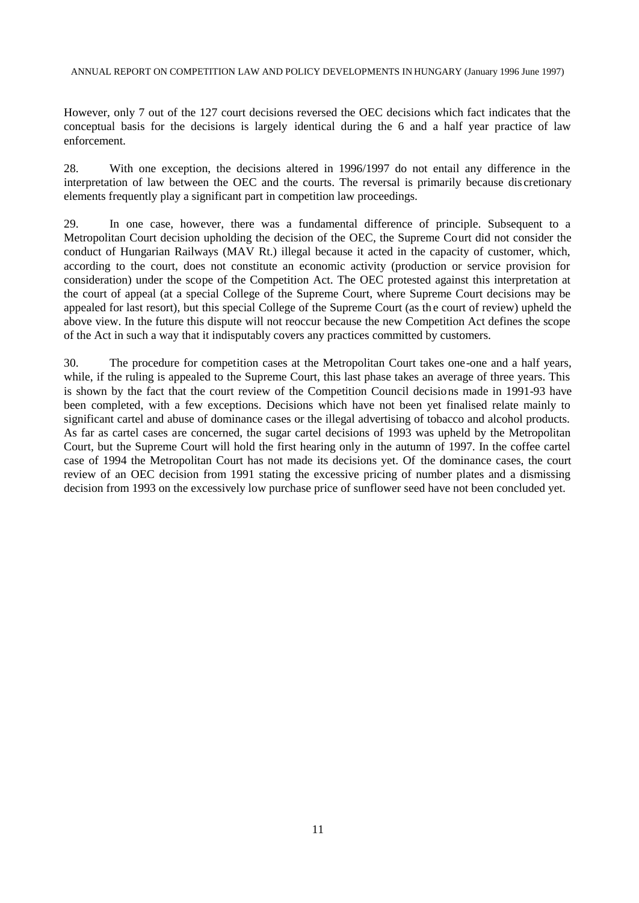However, only 7 out of the 127 court decisions reversed the OEC decisions which fact indicates that the conceptual basis for the decisions is largely identical during the 6 and a half year practice of law enforcement.

28. With one exception, the decisions altered in 1996/1997 do not entail any difference in the interpretation of law between the OEC and the courts. The reversal is primarily because discretionary elements frequently play a significant part in competition law proceedings.

29. In one case, however, there was a fundamental difference of principle. Subsequent to a Metropolitan Court decision upholding the decision of the OEC, the Supreme Court did not consider the conduct of Hungarian Railways (MAV Rt.) illegal because it acted in the capacity of customer, which, according to the court, does not constitute an economic activity (production or service provision for consideration) under the scope of the Competition Act. The OEC protested against this interpretation at the court of appeal (at a special College of the Supreme Court, where Supreme Court decisions may be appealed for last resort), but this special College of the Supreme Court (as the court of review) upheld the above view. In the future this dispute will not reoccur because the new Competition Act defines the scope of the Act in such a way that it indisputably covers any practices committed by customers.

30. The procedure for competition cases at the Metropolitan Court takes one-one and a half years, while, if the ruling is appealed to the Supreme Court, this last phase takes an average of three years. This is shown by the fact that the court review of the Competition Council decisions made in 1991-93 have been completed, with a few exceptions. Decisions which have not been yet finalised relate mainly to significant cartel and abuse of dominance cases or the illegal advertising of tobacco and alcohol products. As far as cartel cases are concerned, the sugar cartel decisions of 1993 was upheld by the Metropolitan Court, but the Supreme Court will hold the first hearing only in the autumn of 1997. In the coffee cartel case of 1994 the Metropolitan Court has not made its decisions yet. Of the dominance cases, the court review of an OEC decision from 1991 stating the excessive pricing of number plates and a dismissing decision from 1993 on the excessively low purchase price of sunflower seed have not been concluded yet.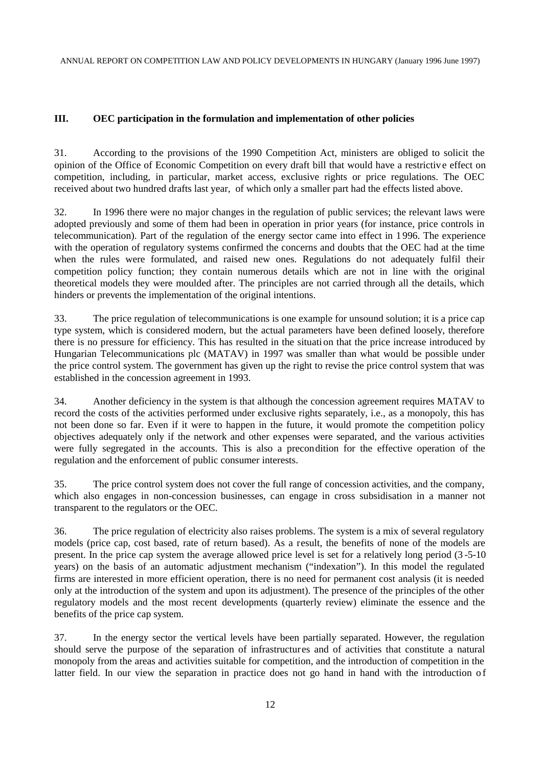## III. OEC participation in the formulation and implementation of other policies

31. According to the provisions of the 1990 Competition Act, ministers are obliged to solicit the opinion of the Office of Economic Competition on every draft bill that would have a restrictive effect on competition, including, in particular, market access, exclusive rights or price regulations. The OEC received about two hundred drafts last year, of which only a smaller part had the effects listed above.

32. In 1996 there were no major changes in the regulation of public services; the relevant laws were adopted previously and some of them had been in operation in prior years (for instance, price controls in telecommunication). Part of the regulation of the energy sector came into effect in 1996. The experience with the operation of regulatory systems confirmed the concerns and doubts that the OEC had at the time when the rules were formulated, and raised new ones. Regulations do not adequately fulfil their competition policy function; they contain numerous details which are not in line with the original theoretical models they were moulded after. The principles are not carried through all the details, which hinders or prevents the implementation of the original intentions.

33. The price regulation of telecommunications is one example for unsound solution; it is a price cap type system, which is considered modern, but the actual parameters have been defined loosely, therefore there is no pressure for efficiency. This has resulted in the situation that the price increase introduced by Hungarian Telecommunications plc (MATAV) in 1997 was smaller than what would be possible under the price control system. The government has given up the right to revise the price control system that was established in the concession agreement in 1993.

34. Another deficiency in the system is that although the concession agreement requires MATAV to record the costs of the activities performed under exclusive rights separately, i.e., as a monopoly, this has not been done so far. Even if it were to happen in the future, it would promote the competition policy objectives adequately only if the network and other expenses were separated, and the various activities were fully segregated in the accounts. This is also a precondition for the effective operation of the regulation and the enforcement of public consumer interests.

35. The price control system does not cover the full range of concession activities, and the company, which also engages in non-concession businesses, can engage in cross subsidisation in a manner not transparent to the regulators or the OEC.

36. The price regulation of electricity also raises problems. The system is a mix of several regulatory models (price cap, cost based, rate of return based). As a result, the benefits of none of the models are present. In the price cap system the average allowed price level is set for a relatively long period (3-5-10 years) on the basis of an automatic adjustment mechanism ("indexation"). In this model the regulated firms are interested in more efficient operation, there is no need for permanent cost analysis (it is needed only at the introduction of the system and upon its adjustment). The presence of the principles of the other regulatory models and the most recent developments (quarterly review) eliminate the essence and the benefits of the price cap system.

37. In the energy sector the vertical levels have been partially separated. However, the regulation should serve the purpose of the separation of infrastructures and of activities that constitute a natural monopoly from the areas and activities suitable for competition, and the introduction of competition in the latter field. In our view the separation in practice does not go hand in hand with the introduction of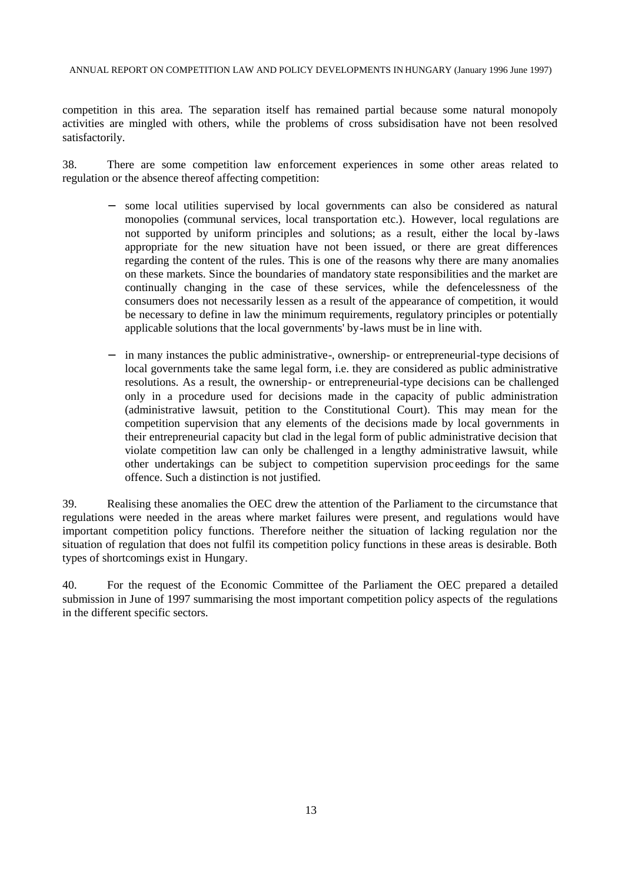competition in this area. The separation itself has remained partial because some natural monopoly activities are mingled with others, while the problems of cross subsidisation have not been resolved satisfactorily.

38. There are some competition law enforcement experiences in some other areas related to regulation or the absence thereof affecting competition:

- some local utilities supervised by local governments can also be considered as natural monopolies (communal services, local transportation etc.). However, local regulations are not supported by uniform principles and solutions; as a result, either the local by-laws appropriate for the new situation have not been issued, or there are great differences regarding the content of the rules. This is one of the reasons why there are many anomalies on these markets. Since the boundaries of mandatory state responsibilities and the market are continually changing in the case of these services, while the defencelessness of the consumers does not necessarily lessen as a result of the appearance of competition, it would be necessary to define in law the minimum requirements, regulatory principles or potentially applicable solutions that the local governments' by-laws must be in line with.

- in many instances the public administrative-, ownership- or entrepreneurial-type decisions of local governments take the same legal form, i.e. they are considered as public administrative resolutions. As a result, the ownership- or entrepreneurial-type decisions can be challenged only in a procedure used for decisions made in the capacity of public administration (administrative lawsuit, petition to the Constitutional Court). This may mean for the competition supervision that any elements of the decisions made by local governments in their entrepreneurial capacity but clad in the legal form of public administrative decision that violate competition law can only be challenged in a lengthy administrative lawsuit, while other undertakings can be subject to competition supervision proceedings for the same offence. Such a distinction is not justified.

39. Realising these anomalies the OEC drew the attention of the Parliament to the circumstance that regulations were needed in the areas where market failures were present, and regulations would have important competition policy functions. Therefore neither the situation of lacking regulation nor the situation of regulation that does not fulfil its competition policy functions in these areas is desirable. Both types of shortcomings exist in Hungary.

40. For the request of the Economic Committee of the Parliament the OEC prepared a detailed submission in June of 1997 summarising the most important competition policy aspects of the regulations in the different specific sectors.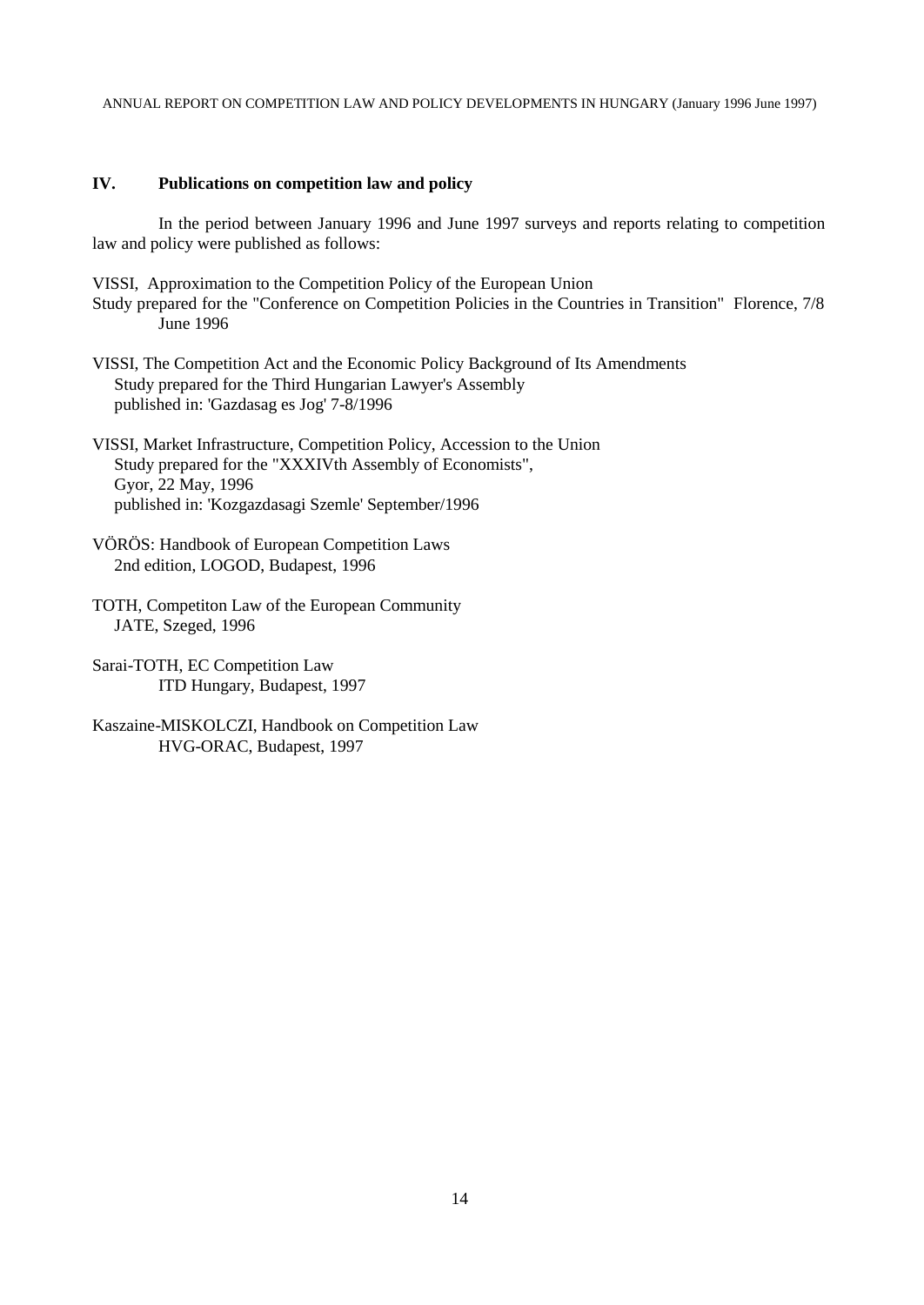## IV. Publications on competition law and policy

In the period between January 1996 and June 1997 surveys and reports relating to competition law and policy were published as follows:

VISSI, Approximation to the Competition Policy of the European Union
Study prepared for the "Conference on Competition Policies in the Countries in Transition" Florence, 7/8 June 1996

VISSI, The Competition Act and the Economic Policy Background of Its Amendments
Study prepared for the Third Hungarian Lawyer's Assembly
published in: 'Gazdasag es Jog' 7-8/1996

VISSI, Market Infrastructure, Competition Policy, Accession to the Union
Study prepared for the "XXXIVth Assembly of Economists",
Gyor, 22 May, 1996
published in: 'Kozgazdasagi Szemle' September/1996

VÖRÖS: Handbook of European Competition Laws
2nd edition, LOGOD, Budapest, 1996

TOTH, Competiton Law of the European Community
JATE, Szeged, 1996

Sarai-TOTH, EC Competition Law
ITD Hungary, Budapest, 1997

Kaszaine-MISKOLCZI, Handbook on Competition Law
HVG-ORAC, Budapest, 1997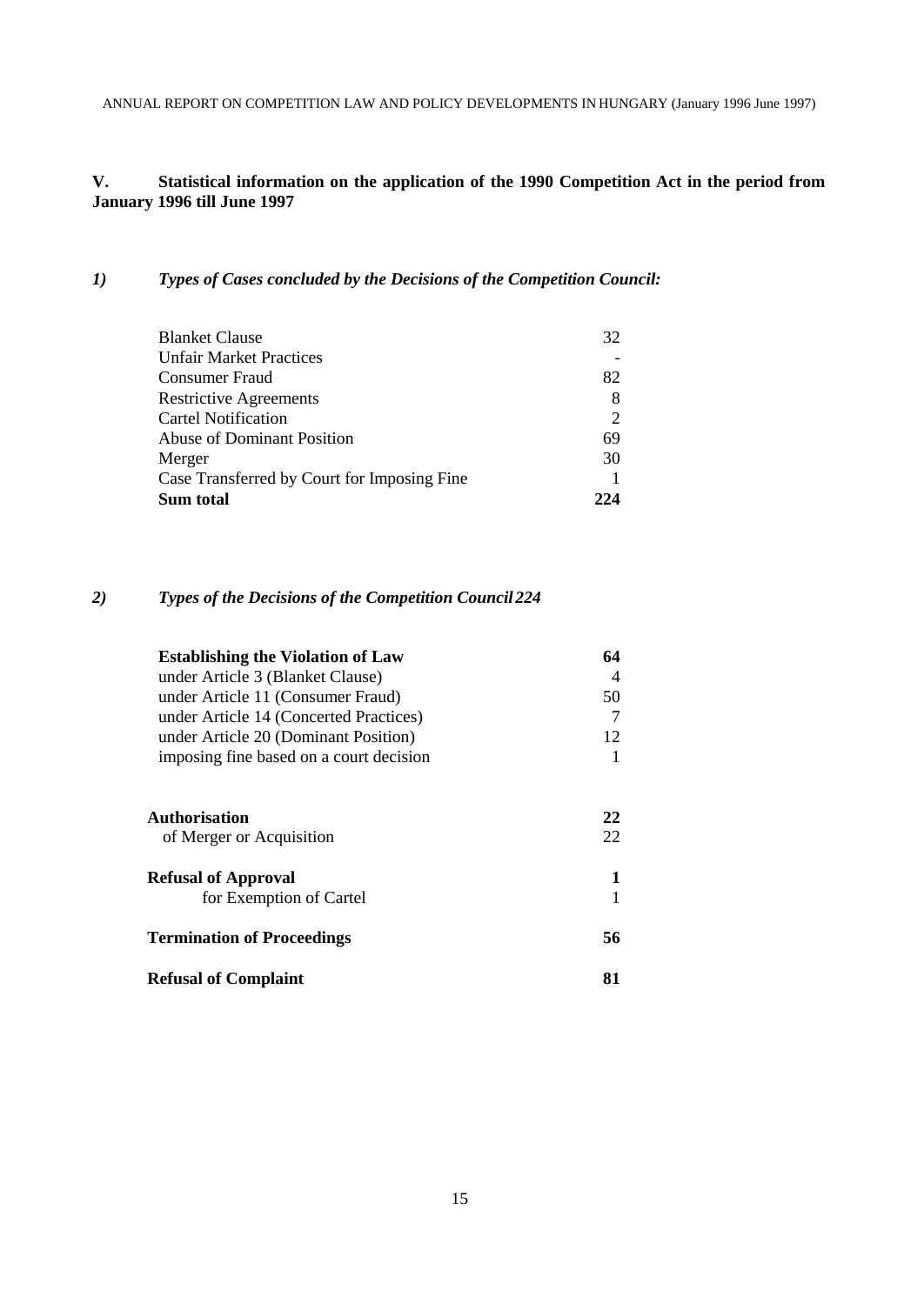## V. Statistical information on the application of the 1990 Competition Act in the period from January 1996 till June 1997

### *1) Types of Cases concluded by the Decisions of the Competition Council:*

| | |
|---|---|
| Blanket Clause | 32 |
| Unfair Market Practices | - |
| Consumer Fraud | 82 |
| Restrictive Agreements | 8 |
| Cartel Notification | 2 |
| Abuse of Dominant Position | 69 |
| Merger | 30 |
| Case Transferred by Court for Imposing Fine | 1 |
| **Sum total** | **224** |

### *2) Types of the Decisions of the Competition Council 224*

| | |
|---|---|
| **Establishing the Violation of Law** | **64** |
| under Article 3 (Blanket Clause) | 4 |
| under Article 11 (Consumer Fraud) | 50 |
| under Article 14 (Concerted Practices) | 7 |
| under Article 20 (Dominant Position) | 12 |
| imposing fine based on a court decision | 1 |
| **Authorisation** | **22** |
| of Merger or Acquisition | 22 |
| **Refusal of Approval** | **1** |
| for Exemption of Cartel | 1 |
| **Termination of Proceedings** | **56** |
| **Refusal of Complaint** | **81** |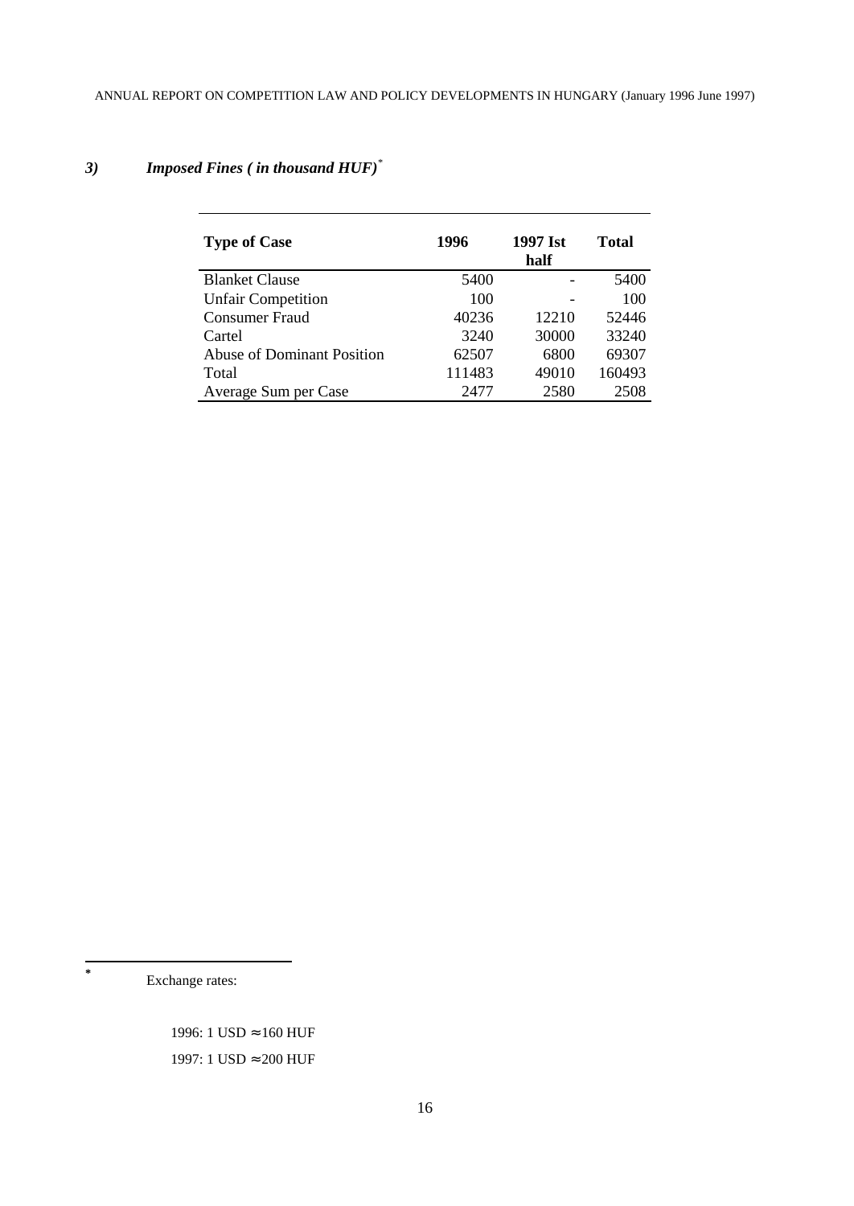### *3) Imposed Fines ( in thousand HUF)*[*]

| Type of Case | 1996 | 1997 Ist half | Total |
|---|---|---|---|
| Blanket Clause | 5400 | - | 5400 |
| Unfair Competition | 100 | - | 100 |
| Consumer Fraud | 40236 | 12210 | 52446 |
| Cartel | 3240 | 30000 | 33240 |
| Abuse of Dominant Position | 62507 | 6800 | 69307 |
| Total | 111483 | 49010 | 160493 |
| Average Sum per Case | 2477 | 2580 | 2508 |

---

[*] Exchange rates:

1996: 1 USD ≈ 160 HUF

1997: 1 USD ≈ 200 HUF